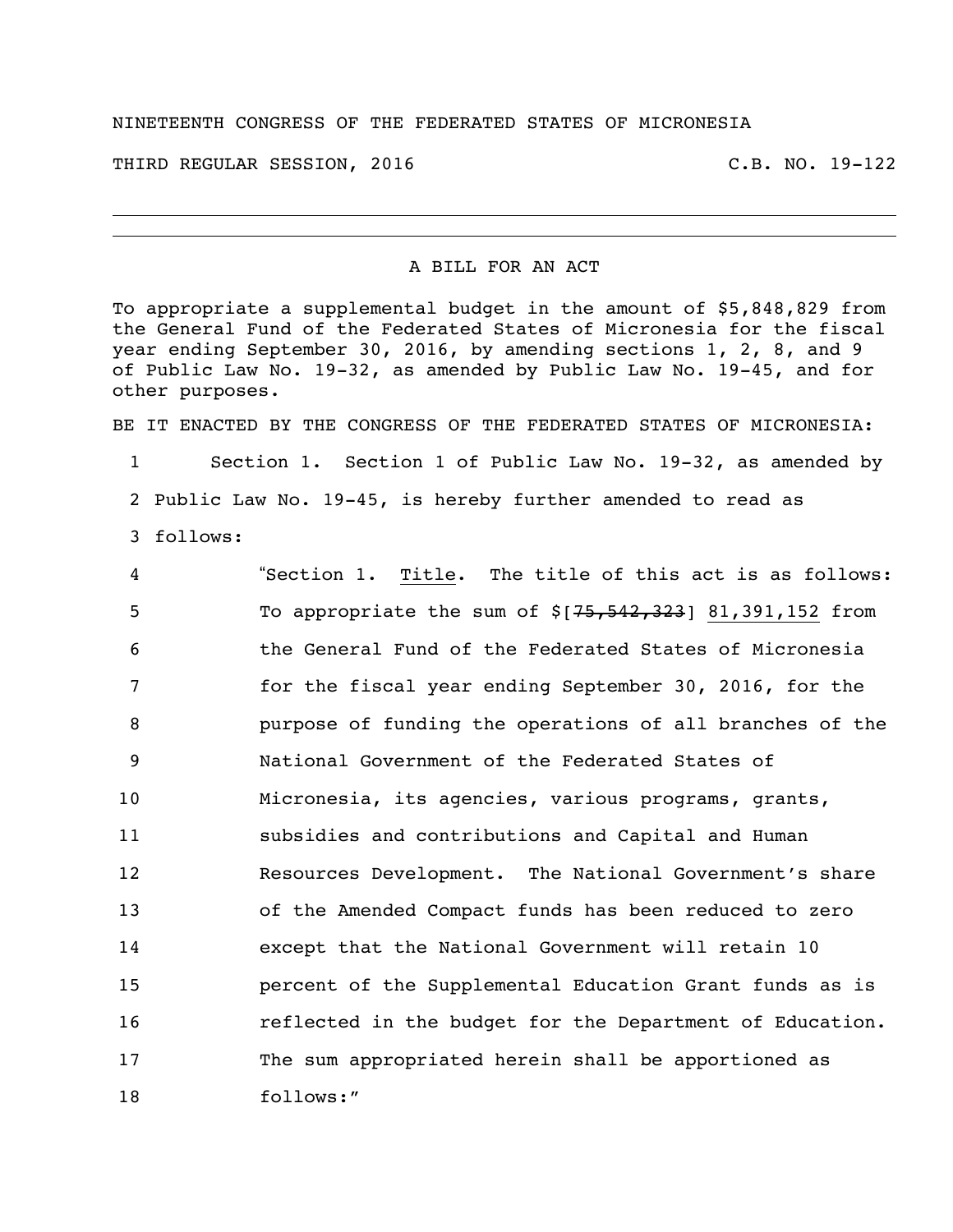NINETEENTH CONGRESS OF THE FEDERATED STATES OF MICRONESIA

THIRD REGULAR SESSION, 2016 C.B. NO. 19-122

---

A BILL FOR AN ACT

To appropriate a supplemental budget in the amount of $5,848,829 from the General Fund of the Federated States of Micronesia for the fiscal year ending September 30, 2016, by amending sections 1, 2, 8, and 9 of Public Law No. 19-32, as amended by Public Law No. 19-45, and for other purposes.

BE IT ENACTED BY THE CONGRESS OF THE FEDERATED STATES OF MICRONESIA:

1 Section 1. Section 1 of Public Law No. 19-32, as amended by
2 Public Law No. 19-45, is hereby further amended to read as
3 follows:

4 "Section 1. Title. The title of this act is as follows:
5 To appropriate the sum of $[~~75,542,323~~] 81,391,152 from
6 the General Fund of the Federated States of Micronesia
7 for the fiscal year ending September 30, 2016, for the
8 purpose of funding the operations of all branches of the
9 National Government of the Federated States of
10 Micronesia, its agencies, various programs, grants,
11 subsidies and contributions and Capital and Human
12 Resources Development. The National Government's share
13 of the Amended Compact funds has been reduced to zero
14 except that the National Government will retain 10
15 percent of the Supplemental Education Grant funds as is
16 reflected in the budget for the Department of Education.
17 The sum appropriated herein shall be apportioned as
18 follows:"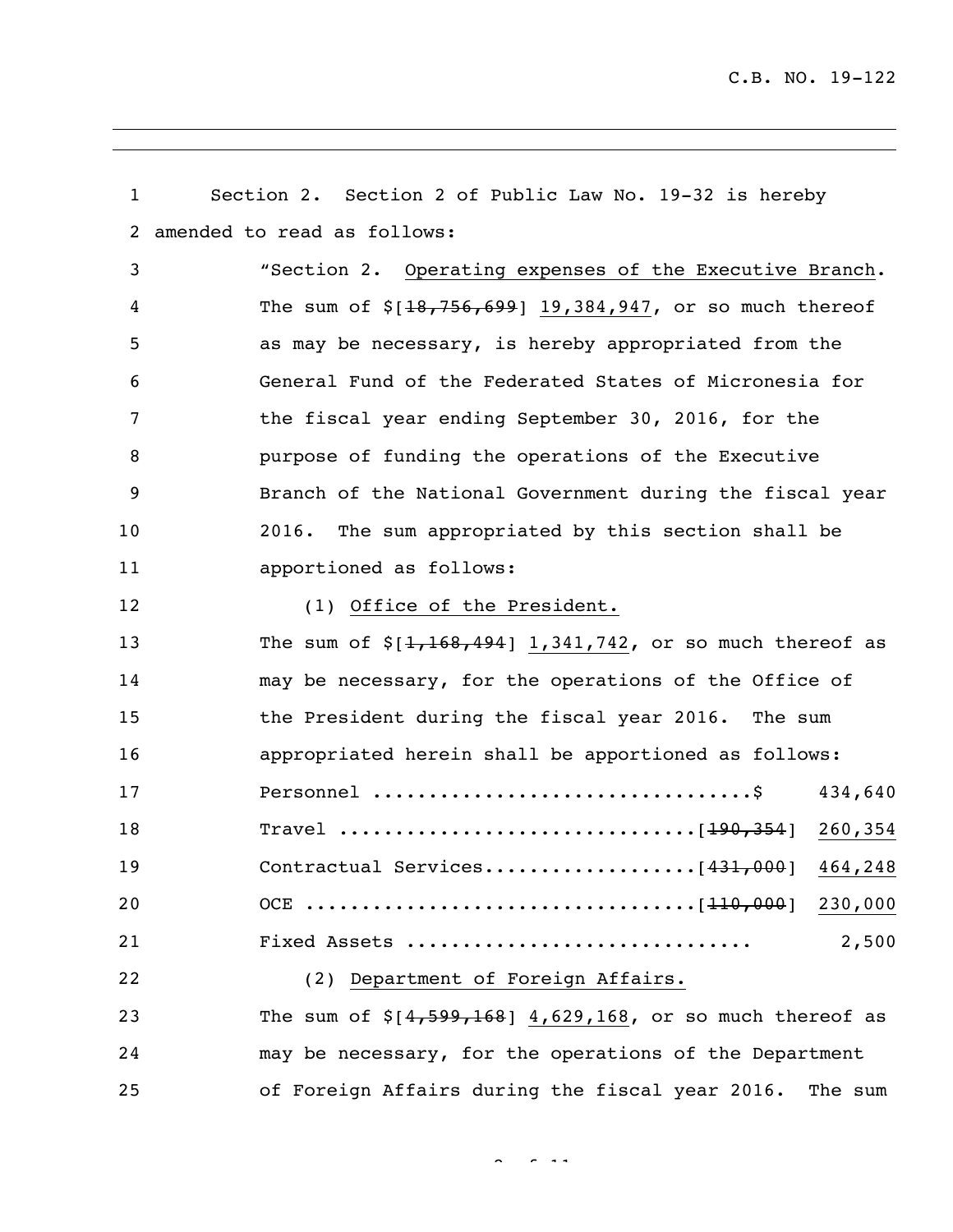Section 2. Section 2 of Public Law No. 19-32 is hereby amended to read as follows:

"Section 2. <u>Operating expenses of the Executive Branch</u>. The sum of $[~~18,756,699~~] <u>19,384,947</u>, or so much thereof as may be necessary, is hereby appropriated from the General Fund of the Federated States of Micronesia for the fiscal year ending September 30, 2016, for the purpose of funding the operations of the Executive Branch of the National Government during the fiscal year 2016. The sum appropriated by this section shall be apportioned as follows:

(1) <u>Office of the President.</u>

The sum of $[~~1,168,494~~] <u>1,341,742</u>, or so much thereof as may be necessary, for the operations of the Office of the President during the fiscal year 2016. The sum appropriated herein shall be apportioned as follows:

| | |
|---|---|
| Personnel .................................$ | 434,640 |
| Travel ...............................[~~190,354~~] | <u>260,354</u> |
| Contractual Services..................[~~431,000~~] | <u>464,248</u> |
| OCE .................................[~~110,000~~] | <u>230,000</u> |
| Fixed Assets .............................. | 2,500 |

(2) <u>Department of Foreign Affairs.</u>

The sum of $[~~4,599,168~~] <u>4,629,168</u>, or so much thereof as may be necessary, for the operations of the Department of Foreign Affairs during the fiscal year 2016. The sum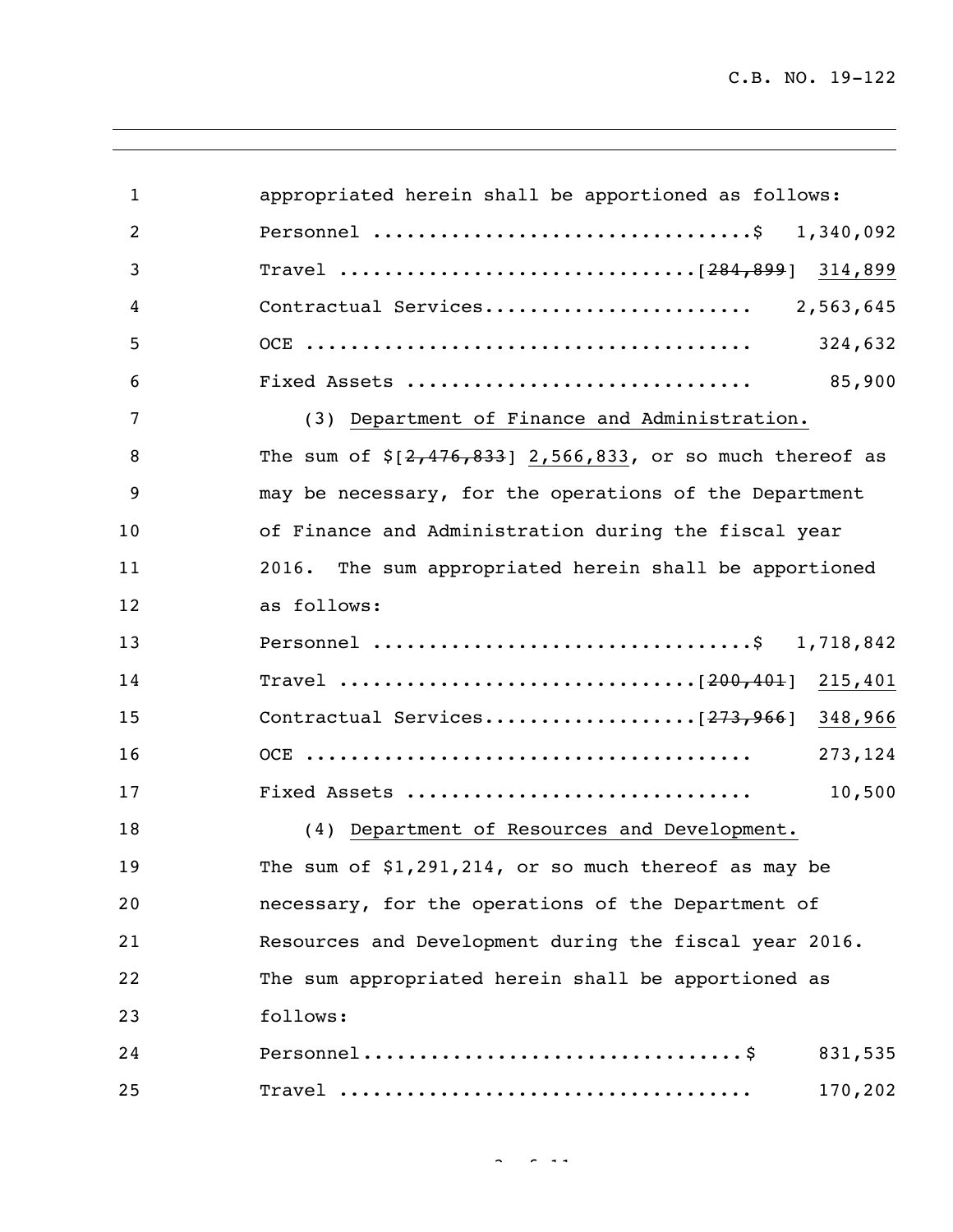appropriated herein shall be apportioned as follows:

Personnel ................................$ 1,340,092

Travel ..............................[~~284,899~~] 314,899

Contractual Services....................... 2,563,645

OCE ...................................... 324,632

Fixed Assets ............................ 85,900

(3) Department of Finance and Administration.

The sum of $[~~2,476,833~~] 2,566,833, or so much thereof as may be necessary, for the operations of the Department of Finance and Administration during the fiscal year 2016. The sum appropriated herein shall be apportioned as follows:

Personnel ................................$ 1,718,842

Travel ..............................[~~200,401~~] 215,401

Contractual Services..................[~~273,966~~] 348,966

OCE ...................................... 273,124

Fixed Assets ............................ 10,500

(4) Department of Resources and Development.

The sum of $1,291,214, or so much thereof as may be necessary, for the operations of the Department of Resources and Development during the fiscal year 2016. The sum appropriated herein shall be apportioned as follows:

Personnel................................$ 831,535

Travel ................................... 170,202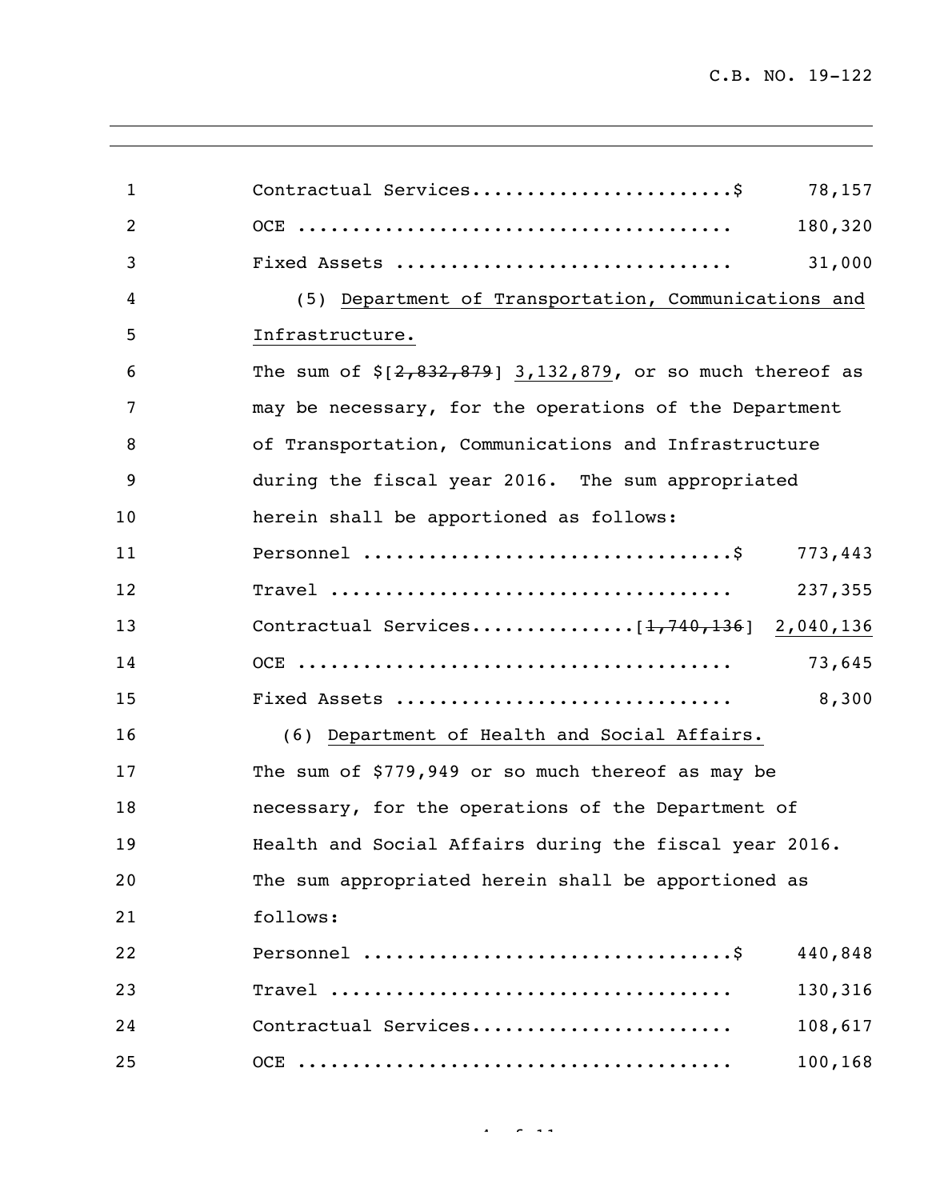| | |
|---|---|
| Contractual Services........................$ | 78,157 |
| OCE ........................................ | 180,320 |
| Fixed Assets ............................... | 31,000 |

(5) Department of Transportation, Communications and Infrastructure.

The sum of $[~~2,832,879~~] 3,132,879, or so much thereof as may be necessary, for the operations of the Department of Transportation, Communications and Infrastructure during the fiscal year 2016. The sum appropriated herein shall be apportioned as follows:

| | |
|---|---|
| Personnel .................................$ | 773,443 |
| Travel ..................................... | 237,355 |
| Contractual Services...............[~~1,740,136~~] | 2,040,136 |
| OCE ........................................ | 73,645 |
| Fixed Assets ............................... | 8,300 |

(6) Department of Health and Social Affairs.

The sum of $779,949 or so much thereof as may be necessary, for the operations of the Department of Health and Social Affairs during the fiscal year 2016. The sum appropriated herein shall be apportioned as follows:

| | |
|---|---|
| Personnel .................................$ | 440,848 |
| Travel ..................................... | 130,316 |
| Contractual Services........................ | 108,617 |
| OCE ........................................ | 100,168 |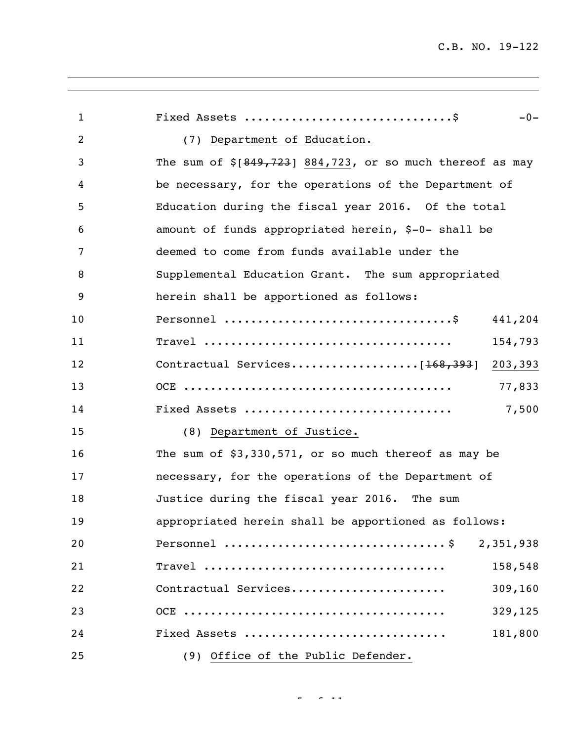Fixed Assets ..............................$ -0-

(7) Department of Education.

The sum of $[~~849,723~~] 884,723, or so much thereof as may be necessary, for the operations of the Department of Education during the fiscal year 2016. Of the total amount of funds appropriated herein, $-0- shall be deemed to come from funds available under the Supplemental Education Grant. The sum appropriated herein shall be apportioned as follows:

| | |
|---|---|
| Personnel ................................$ | 441,204 |
| Travel .................................... | 154,793 |
| Contractual Services..................[~~168,393~~] | 203,393 |
| OCE ....................................... | 77,833 |
| Fixed Assets .............................. | 7,500 |

(8) Department of Justice.

The sum of $3,330,571, or so much thereof as may be necessary, for the operations of the Department of Justice during the fiscal year 2016. The sum appropriated herein shall be apportioned as follows:

| | |
|---|---|
| Personnel ................................$ | 2,351,938 |
| Travel .................................... | 158,548 |
| Contractual Services...................... | 309,160 |
| OCE ....................................... | 329,125 |
| Fixed Assets .............................. | 181,800 |

(9) Office of the Public Defender.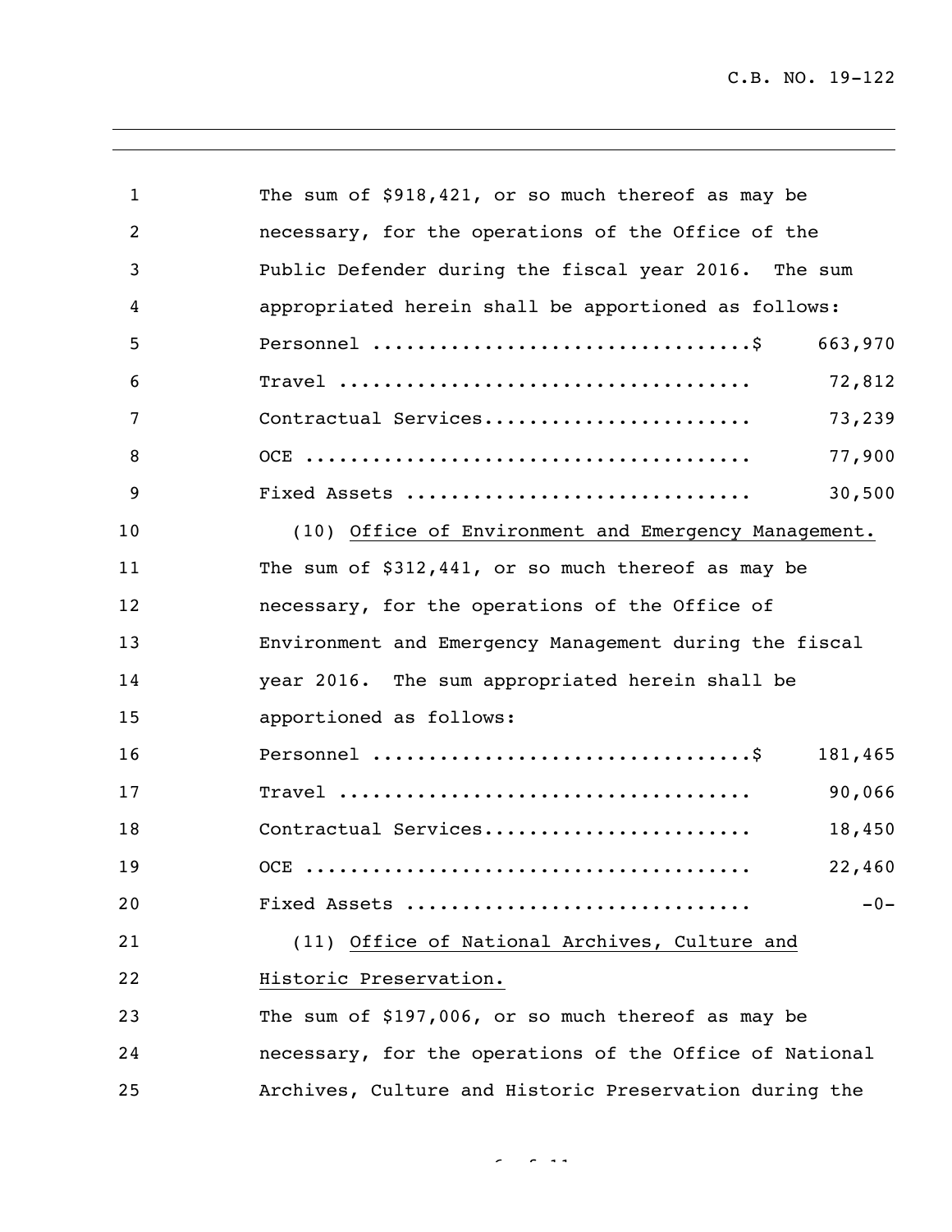The sum of $918,421, or so much thereof as may be necessary, for the operations of the Office of the Public Defender during the fiscal year 2016. The sum appropriated herein shall be apportioned as follows:

| | |
|---|---|
| Personnel ................................. | $ 663,970 |
| Travel .................................... | 72,812 |
| Contractual Services....................... | 73,239 |
| OCE ....................................... | 77,900 |
| Fixed Assets .............................. | 30,500 |

(10) Office of Environment and Emergency Management. The sum of $312,441, or so much thereof as may be necessary, for the operations of the Office of Environment and Emergency Management during the fiscal year 2016. The sum appropriated herein shall be apportioned as follows:

| | |
|---|---|
| Personnel ................................. | $ 181,465 |
| Travel .................................... | 90,066 |
| Contractual Services....................... | 18,450 |
| OCE ....................................... | 22,460 |
| Fixed Assets .............................. | -0- |

(11) Office of National Archives, Culture and Historic Preservation.

The sum of $197,006, or so much thereof as may be necessary, for the operations of the Office of National Archives, Culture and Historic Preservation during the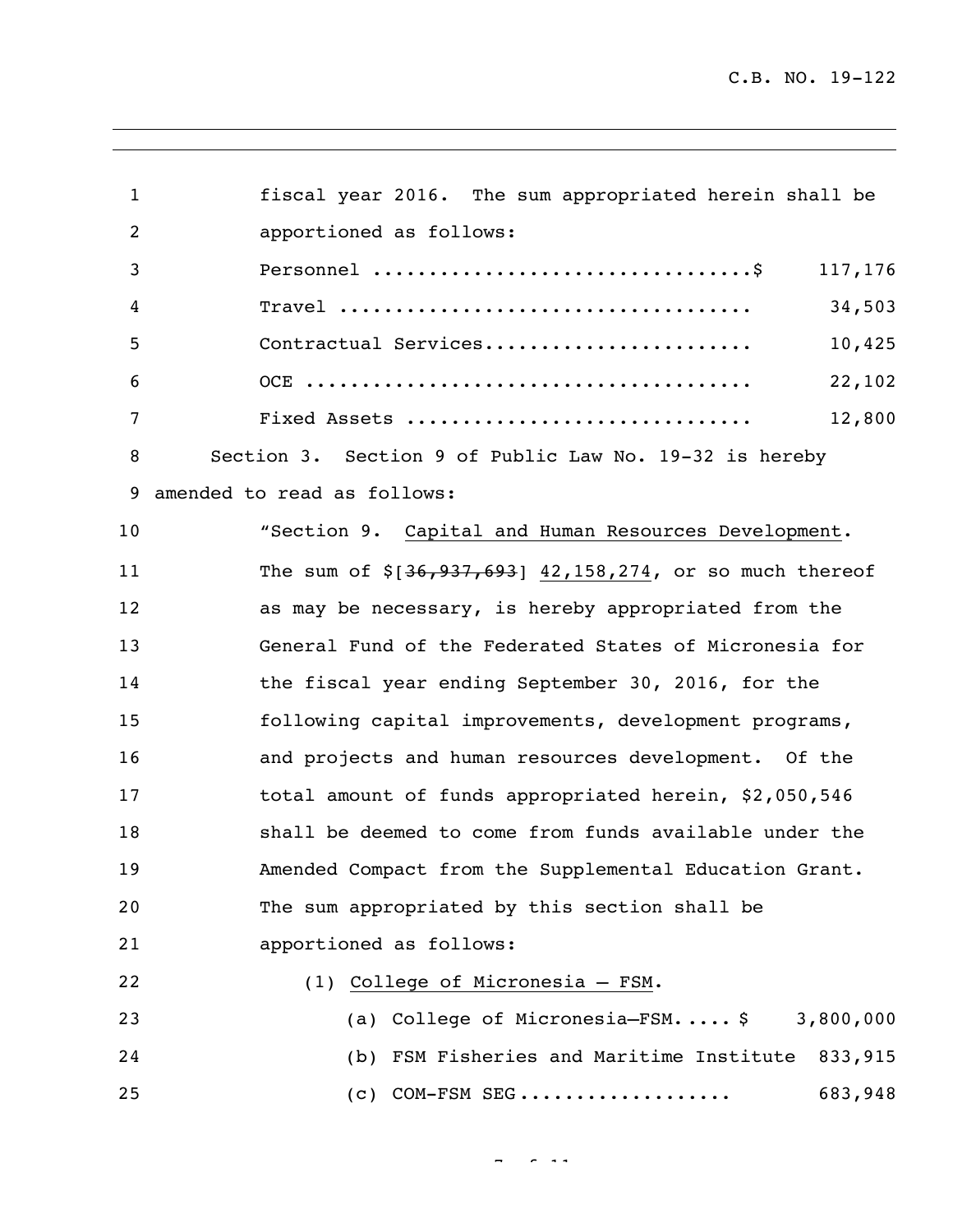fiscal year 2016. The sum appropriated herein shall be apportioned as follows:

| | |
|---|---|
| Personnel ..................................$ | 117,176 |
| Travel ...................................... | 34,503 |
| Contractual Services........................ | 10,425 |
| OCE ......................................... | 22,102 |
| Fixed Assets ............................... | 12,800 |

Section 3. Section 9 of Public Law No. 19-32 is hereby amended to read as follows:

"Section 9. Capital and Human Resources Development. The sum of $[~~36,937,693~~] 42,158,274, or so much thereof as may be necessary, is hereby appropriated from the General Fund of the Federated States of Micronesia for the fiscal year ending September 30, 2016, for the following capital improvements, development programs, and projects and human resources development. Of the total amount of funds appropriated herein, $2,050,546 shall be deemed to come from funds available under the Amended Compact from the Supplemental Education Grant. The sum appropriated by this section shall be apportioned as follows:

(1) College of Micronesia – FSM.

| | |
|---|---|
| (a) College of Micronesia–FSM..... $ | 3,800,000 |
| (b) FSM Fisheries and Maritime Institute | 833,915 |
| (c) COM-FSM SEG.................. | 683,948 |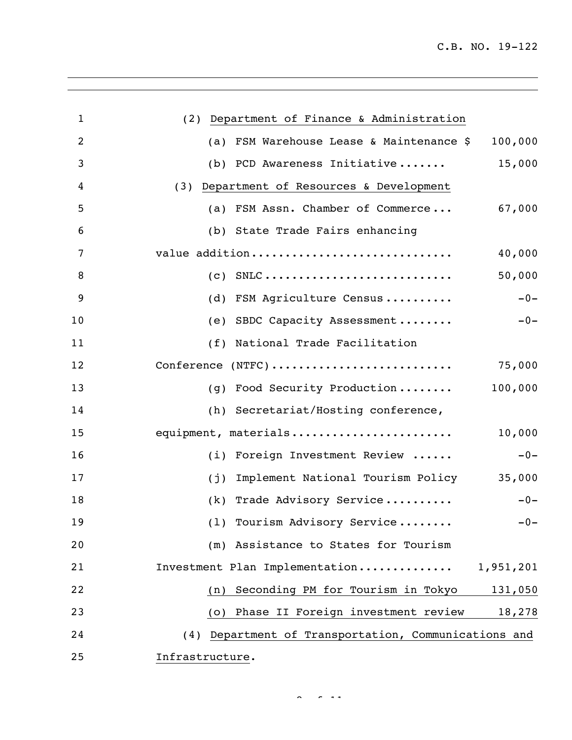(2) Department of Finance & Administration

(a) FSM Warehouse Lease & Maintenance $ 100,000

(b) PCD Awareness Initiative....... 15,000

(3) Department of Resources & Development

(a) FSM Assn. Chamber of Commerce... 67,000

(b) State Trade Fairs enhancing value addition............................. 40,000

(c) SNLC........................... 50,000

(d) FSM Agriculture Census.......... -0-

(e) SBDC Capacity Assessment........ -0-

(f) National Trade Facilitation Conference (NTFC).......................... 75,000

(g) Food Security Production........ 100,000

(h) Secretariat/Hosting conference, equipment, materials....................... 10,000

(i) Foreign Investment Review ...... -0-

(j) Implement National Tourism Policy 35,000

(k) Trade Advisory Service.......... -0-

(l) Tourism Advisory Service........ -0-

(m) Assistance to States for Tourism Investment Plan Implementation............. 1,951,201

(n) Seconding PM for Tourism in Tokyo 131,050

(o) Phase II Foreign investment review 18,278

(4) Department of Transportation, Communications and Infrastructure.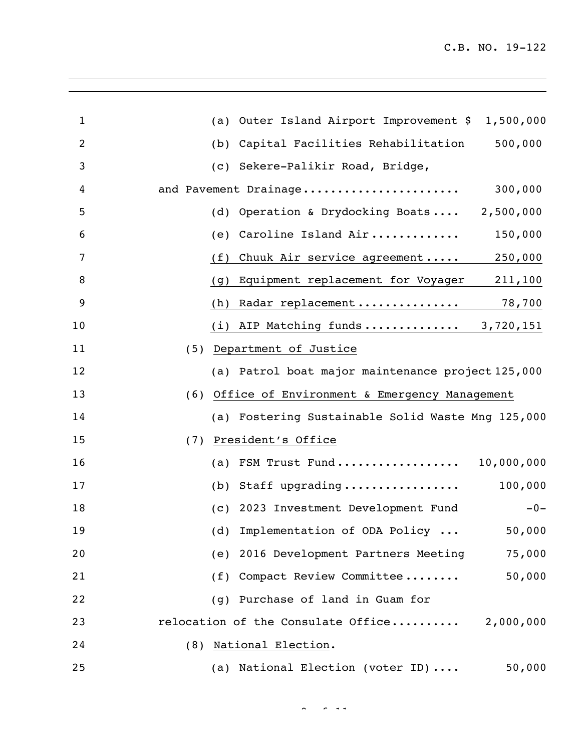(a) Outer Island Airport Improvement $ 1,500,000

(b) Capital Facilities Rehabilitation 500,000

(c) Sekere-Palikir Road, Bridge, and Pavement Drainage...................... 300,000

(d) Operation & Drydocking Boats.... 2,500,000

(e) Caroline Island Air............ 150,000

<u>(f) Chuuk Air service agreement..... 250,000</u>

<u>(g) Equipment replacement for Voyager 211,100</u>

<u>(h) Radar replacement.............. 78,700</u>

<u>(i) AIP Matching funds............. 3,720,151</u>

(5) <u>Department of Justice</u>

(a) Patrol boat major maintenance project 125,000

(6) <u>Office of Environment & Emergency Management</u>

(a) Fostering Sustainable Solid Waste Mng 125,000

(7) <u>President's Office</u>

(a) FSM Trust Fund................. 10,000,000

(b) Staff upgrading................ 100,000

(c) 2023 Investment Development Fund -0-

(d) Implementation of ODA Policy ... 50,000

(e) 2016 Development Partners Meeting 75,000

(f) Compact Review Committee........ 50,000

(g) Purchase of land in Guam for relocation of the Consulate Office.......... 2,000,000

(8) <u>National Election</u>.

(a) National Election (voter ID).... 50,000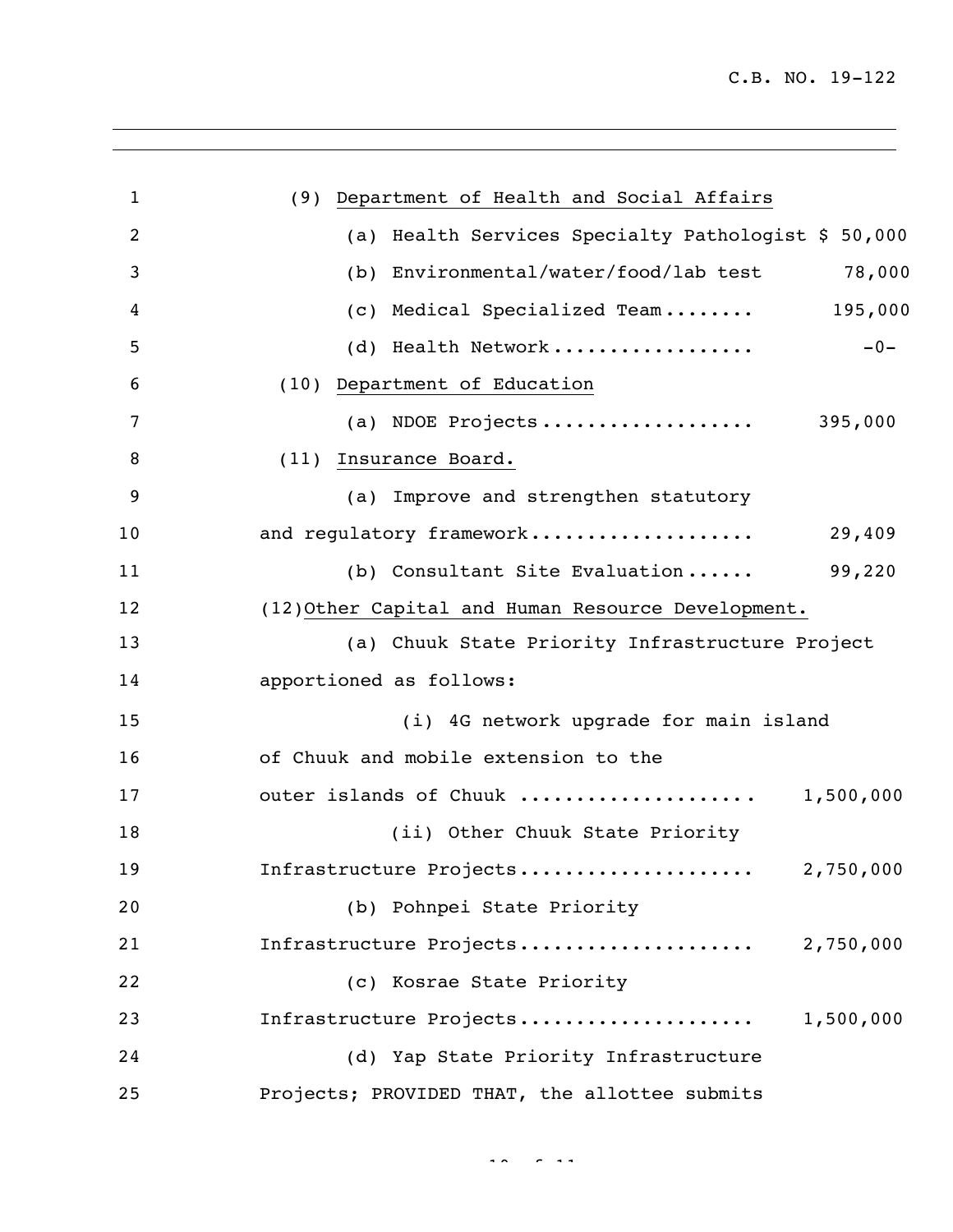(9) Department of Health and Social Affairs

(a) Health Services Specialty Pathologist $ 50,000

(b) Environmental/water/food/lab test 78,000

(c) Medical Specialized Team........ 195,000

(d) Health Network.................. -0-

(10) Department of Education

(a) NDOE Projects................... 395,000

(11) Insurance Board.

(a) Improve and strengthen statutory and regulatory framework.................... 29,409

(b) Consultant Site Evaluation...... 99,220

(12) Other Capital and Human Resource Development.

(a) Chuuk State Priority Infrastructure Project apportioned as follows:

(i) 4G network upgrade for main island of Chuuk and mobile extension to the outer islands of Chuuk .................... 1,500,000

(ii) Other Chuuk State Priority Infrastructure Projects..................... 2,750,000

(b) Pohnpei State Priority Infrastructure Projects..................... 2,750,000

(c) Kosrae State Priority Infrastructure Projects..................... 1,500,000

(d) Yap State Priority Infrastructure Projects; PROVIDED THAT, the allottee submits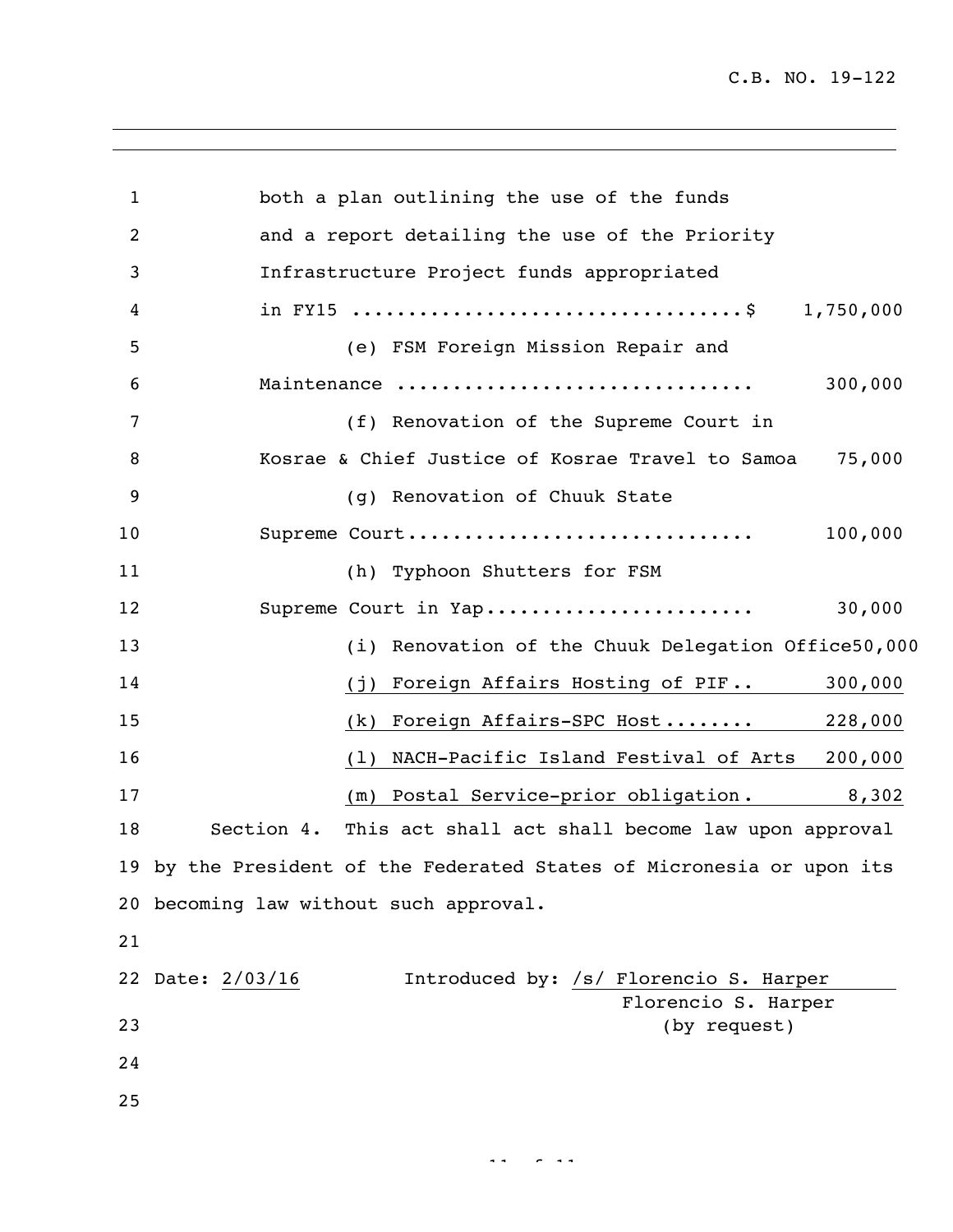both a plan outlining the use of the funds and a report detailing the use of the Priority Infrastructure Project funds appropriated in FY15 ..................................$ 1,750,000

(e) FSM Foreign Mission Repair and Maintenance ............................... 300,000

(f) Renovation of the Supreme Court in Kosrae & Chief Justice of Kosrae Travel to Samoa 75,000

(g) Renovation of Chuuk State Supreme Court.............................. 100,000

(h) Typhoon Shutters for FSM Supreme Court in Yap....................... 30,000

(i) Renovation of the Chuuk Delegation Office50,000

(j) Foreign Affairs Hosting of PIF.. 300,000

(k) Foreign Affairs-SPC Host........ 228,000

(l) NACH-Pacific Island Festival of Arts 200,000

(m) Postal Service-prior obligation. 8,302

Section 4. This act shall act shall become law upon approval by the President of the Federated States of Micronesia or upon its becoming law without such approval.

Date: 2/03/16

Introduced by: /s/ Florencio S. Harper
Florencio S. Harper
(by request)